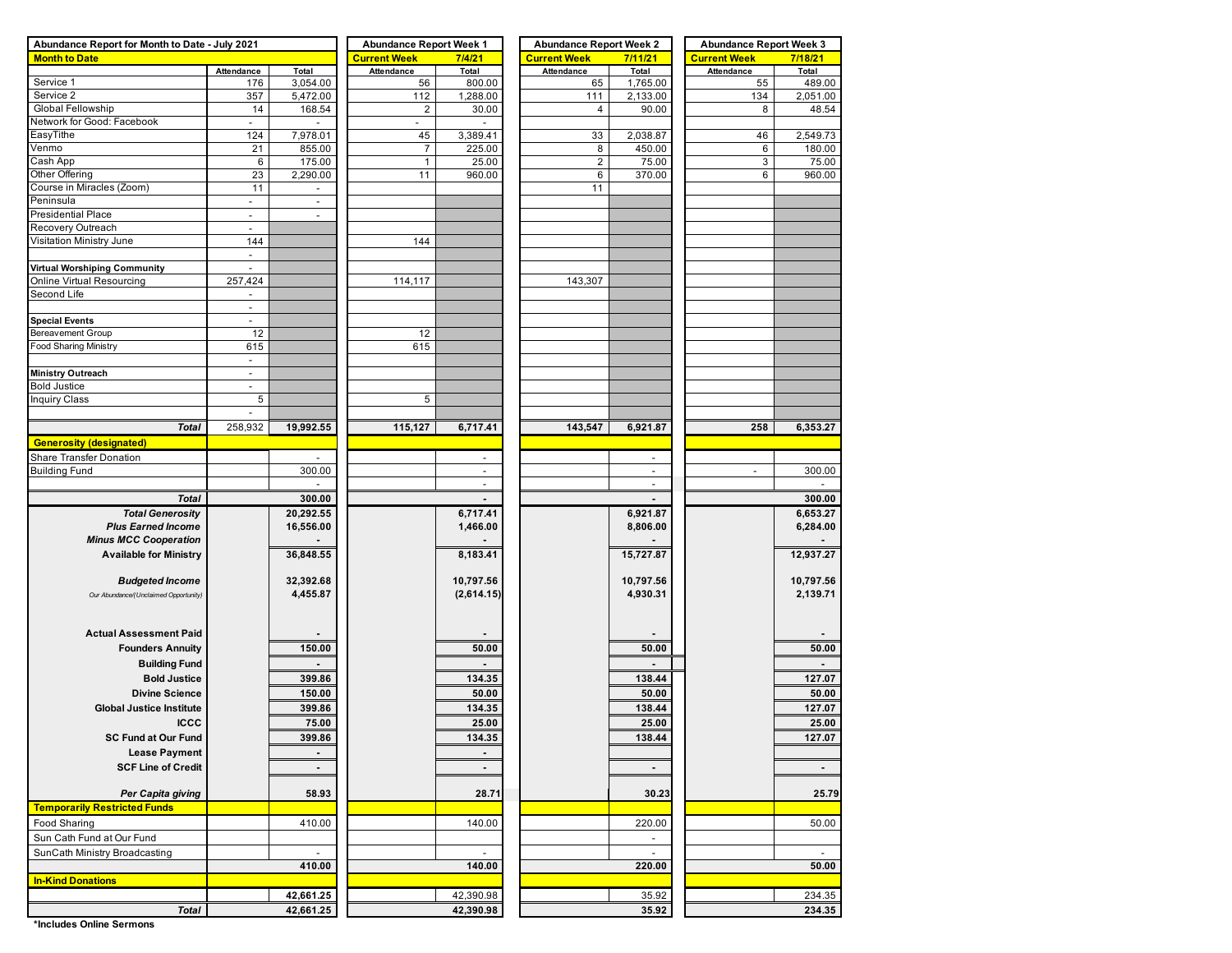| Abundance Report for Month to Date - July 2021 | | | Abundance Report Week 1 | | Abundance Report Week 2 | | Abundance Report Week 3 | |
|---|---|---|---|---|---|---|---|---|
| **Month to Date** | | | **Current Week** | **7/4/21** | **Current Week** | **7/11/21** | **Current Week** | **7/18/21** |
| | Attendance | Total | Attendance | Total | Attendance | Total | Attendance | Total |
| Service 1 | 176 | 3,054.00 | 56 | 800.00 | 65 | 1,765.00 | 55 | 489.00 |
| Service 2 | 357 | 5,472.00 | 112 | 1,288.00 | 111 | 2,133.00 | 134 | 2,051.00 |
| Global Fellowship | 14 | 168.54 | 2 | 30.00 | 4 | 90.00 | 8 | 48.54 |
| Network for Good: Facebook | - | - | - | - | | | | |
| EasyTithe | 124 | 7,978.01 | 45 | 3,389.41 | 33 | 2,038.87 | 46 | 2,549.73 |
| Venmo | 21 | 855.00 | 7 | 225.00 | 8 | 450.00 | 6 | 180.00 |
| Cash App | 6 | 175.00 | 1 | 25.00 | 2 | 75.00 | 3 | 75.00 |
| Other Offering | 23 | 2,290.00 | 11 | 960.00 | 6 | 370.00 | 6 | 960.00 |
| Course in Miracles (Zoom) | 11 | - | | | 11 | | | |
| Peninsula | - | - | | | | | | |
| Presidential Place | - | - | | | | | | |
| Recovery Outreach | - | | | | | | | |
| Visitation Ministry June | 144 | | 144 | | | | | |
| | - | | | | | | | |
| **Virtual Worshiping Community** | - | | | | | | | |
| Online Virtual Resourcing | 257,424 | | 114,117 | | 143,307 | | | |
| Second Life | - | | | | | | | |
| | - | | | | | | | |
| **Special Events** | - | | | | | | | |
| Bereavement Group | 12 | | 12 | | | | | |
| Food Sharing Ministry | 615 | | 615 | | | | | |
| | - | | | | | | | |
| **Ministry Outreach** | - | | | | | | | |
| Bold Justice | - | | | | | | | |
| Inquiry Class | 5 | | 5 | | | | | |
| | - | | | | | | | |
| ***Total*** | 258,932 | **19,992.55** | **115,127** | **6,717.41** | **143,547** | **6,921.87** | **258** | **6,353.27** |
| **Generosity (designated)** | | | | | | | | |
| Share Transfer Donation | | - | | - | | - | | |
| Building Fund | | 300.00 | | - | | - | - | 300.00 |
| | | - | | - | | - | | - |
| ***Total*** | | **300.00** | | **-** | | **-** | | **300.00** |
| ***Total Generosity*** | | **20,292.55** | | **6,717.41** | | **6,921.87** | | **6,653.27** |
| ***Plus Earned Income*** | | **16,556.00** | | **1,466.00** | | **8,806.00** | | **6,284.00** |
| ***Minus MCC Cooperation*** | | **-** | | **-** | | **-** | | **-** |
| **Available for Ministry** | | **36,848.55** | | **8,183.41** | | **15,727.87** | | **12,937.27** |
| ***Budgeted Income*** | | **32,392.68** | | **10,797.56** | | **10,797.56** | | **10,797.56** |
| *Our Abundance/(Unclaimed Opportunity)* | | **4,455.87** | | **(2,614.15)** | | **4,930.31** | | **2,139.71** |
| **Actual Assessment Paid** | | **-** | | **-** | | **-** | | **-** |
| **Founders Annuity** | | **150.00** | | **50.00** | | **50.00** | | **50.00** |
| **Building Fund** | | **-** | | **-** | | **-** | | **-** |
| **Bold Justice** | | **399.86** | | **134.35** | | **138.44** | | **127.07** |
| **Divine Science** | | **150.00** | | **50.00** | | **50.00** | | **50.00** |
| **Global Justice Institute** | | **399.86** | | **134.35** | | **138.44** | | **127.07** |
| **ICCC** | | **75.00** | | **25.00** | | **25.00** | | **25.00** |
| **SC Fund at Our Fund** | | **399.86** | | **134.35** | | **138.44** | | **127.07** |
| **Lease Payment** | | **-** | | **-** | | | | |
| **SCF Line of Credit** | | **-** | | **-** | | **-** | | **-** |
| ***Per Capita giving*** | | **58.93** | | **28.71** | | **30.23** | | **25.79** |
| **Temporarily Restricted Funds** | | | | | | | | |
| Food Sharing | | 410.00 | | 140.00 | | 220.00 | | 50.00 |
| Sun Cath Fund at Our Fund | | | | | | - | | |
| SunCath Ministry Broadcasting | | - | | - | | - | | - |
| | | **410.00** | | **140.00** | | **220.00** | | **50.00** |
| **In-Kind Donations** | | | | | | | | |
| | | **42,661.25** | | 42,390.98 | | 35.92 | | 234.35 |
| ***Total*** | | **42,661.25** | | **42,390.98** | | **35.92** | | **234.35** |

**\*Includes Online Sermons**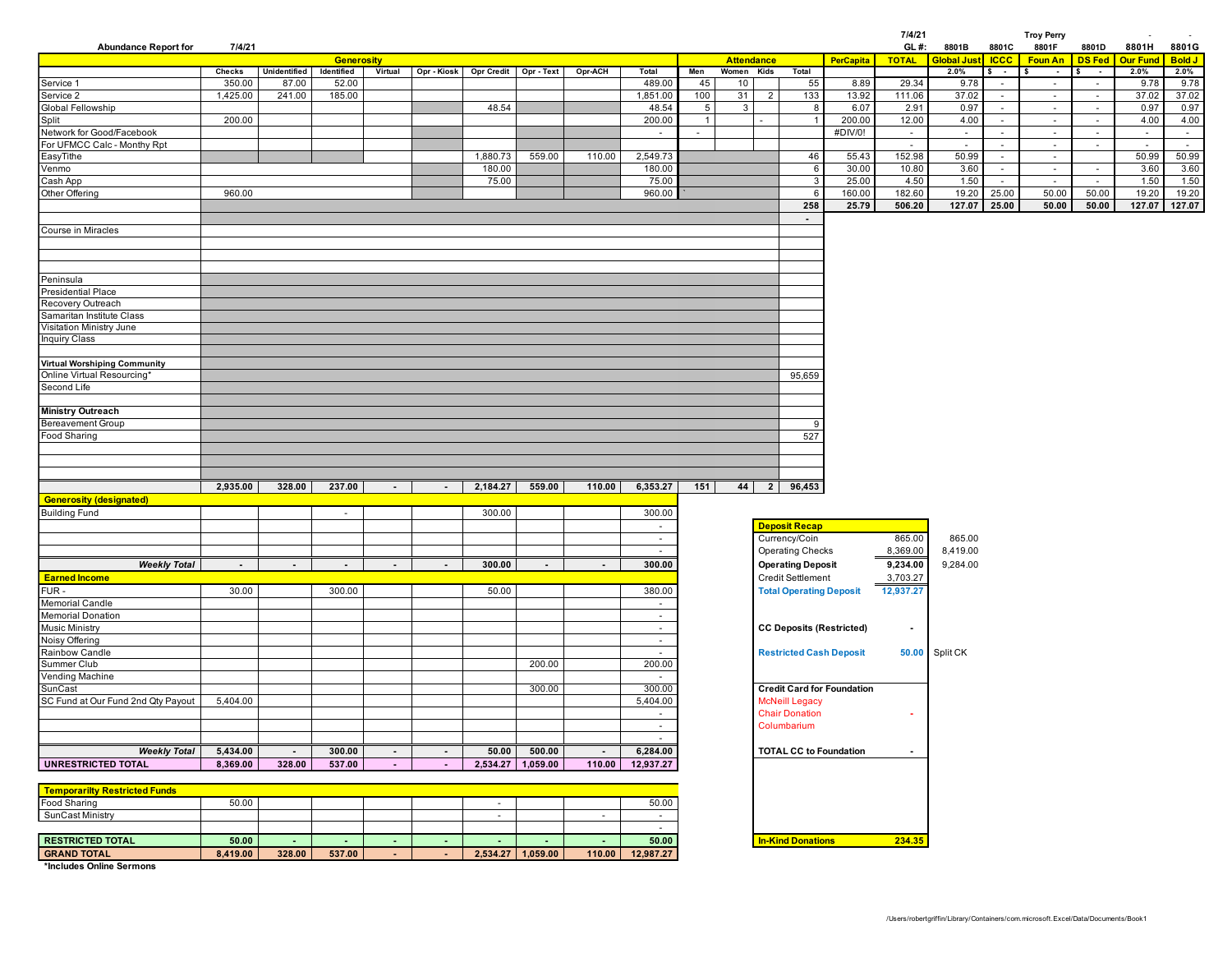**Abundance Report for** 7/4/21

| | Generosity | | | | | | | | | Attendance | | | | PerCapita | TOTAL | Global Just | ICCC | Foun An | DS Fed | Our Fund | Bold J |
|---|---|---|---|---|---|---|---|---|---|---|---|---|---|---|---|---|---|---|---|---|---|
| | | | | | | | | | | | | | | | 7/4/21 GL #: | 8801B | 8801C | Troy Perry 8801F | 8801D | - 8801H | - 8801G |
| | Checks | Unidentified | Identified | Virtual | Opr - Kiosk | Opr Credit | Opr - Text | Opr-ACH | Total | Men | Women | Kids | Total | | | 2.0% | $ - | $ - | $ - | 2.0% | 2.0% |
| Service 1 | 350.00 | 87.00 | 52.00 | | | | | | 489.00 | 45 | 10 | | 55 | 8.89 | 29.34 | 9.78 | - | - | - | 9.78 | 9.78 |
| Service 2 | 1,425.00 | 241.00 | 185.00 | | | | | | 1,851.00 | 100 | 31 | 2 | 133 | 13.92 | 111.06 | 37.02 | - | - | - | 37.02 | 37.02 |
| Global Fellowship | | | | | | 48.54 | | | 48.54 | 5 | 3 | | 8 | 6.07 | 2.91 | 0.97 | - | - | - | 0.97 | 0.97 |
| Split | 200.00 | | | | | | | | 200.00 | 1 | | - | 1 | 200.00 | 12.00 | 4.00 | - | - | - | 4.00 | 4.00 |
| Network for Good/Facebook | | | | | | | | | - | - | | | | #DIV/0! | - | - | - | - | - | - | - |
| For UFMCC Calc - Monthy Rpt | | | | | | | | | | | | | | | - | - | - | - | - | - | - |
| EasyTithe | | | | | | 1,880.73 | 559.00 | 110.00 | 2,549.73 | | | | 46 | 55.43 | 152.98 | 50.99 | - | - | | 50.99 | 50.99 |
| Venmo | | | | | | 180.00 | | | 180.00 | | | | 6 | 30.00 | 10.80 | 3.60 | - | - | - | 3.60 | 3.60 |
| Cash App | | | | | | 75.00 | | | 75.00 | | | | 3 | 25.00 | 4.50 | 1.50 | - | - | - | 1.50 | 1.50 |
| Other Offering | 960.00 | | | | | | | | 960.00 | | | | 6 | 160.00 | 182.60 | 19.20 | 25.00 | 50.00 | 50.00 | 19.20 | 19.20 |
| | | | | | | | | | | | | | **258** | **25.79** | **506.20** | **127.07** | **25.00** | **50.00** | **50.00** | **127.07** | **127.07** |
| | | | | | | | | | | | | | - | | | | | | | | |
| Course in Miracles | | | | | | | | | | | | | | | | | | | | | |
| Peninsula | | | | | | | | | | | | | | | | | | | | | |
| Presidential Place | | | | | | | | | | | | | | | | | | | | | |
| Recovery Outreach | | | | | | | | | | | | | | | | | | | | | |
| Samaritan Institute Class | | | | | | | | | | | | | | | | | | | | | |
| Visitation Ministry June | | | | | | | | | | | | | | | | | | | | | |
| Inquiry Class | | | | | | | | | | | | | | | | | | | | | |
| **Virtual Worshiping Community** | | | | | | | | | | | | | | | | | | | | | |
| Online Virtual Resourcing* | | | | | | | | | | | | | 95,659 | | | | | | | | |
| Second Life | | | | | | | | | | | | | | | | | | | | | |
| **Ministry Outreach** | | | | | | | | | | | | | | | | | | | | | |
| Bereavement Group | | | | | | | | | | | | | 9 | | | | | | | | |
| Food Sharing | | | | | | | | | | | | | 527 | | | | | | | | |
| | **2,935.00** | **328.00** | **237.00** | **-** | **-** | **2,184.27** | **559.00** | **110.00** | **6,353.27** | **151** | **44** | **2** | **96,453** | | | | | | | | |

| | Checks | Unidentified | Identified | Virtual | Opr - Kiosk | Opr Credit | Opr - Text | Opr-ACH | Total |
|---|---|---|---|---|---|---|---|---|---|
| **Generosity (designated)** | | | | | | | | | |
| Building Fund | | | - | | | 300.00 | | | 300.00 |
| | | | | | | | | | - |
| | | | | | | | | | - |
| | | | | | | | | | - |
| ***Weekly Total*** | **-** | **-** | **-** | **-** | **-** | **300.00** | **-** | **-** | **300.00** |
| **Earned Income** | | | | | | | | | |
| FUR - | 30.00 | | 300.00 | | | 50.00 | | | 380.00 |
| Memorial Candle | | | | | | | | | - |
| Memorial Donation | | | | | | | | | - |
| Music Ministry | | | | | | | | | - |
| Noisy Offering | | | | | | | | | - |
| Rainbow Candle | | | | | | | | | - |
| Summer Club | | | | | | | 200.00 | | 200.00 |
| Vending Machine | | | | | | | | | - |
| SunCast | | | | | | | 300.00 | | 300.00 |
| SC Fund at Our Fund 2nd Qty Payout | 5,404.00 | | | | | | | | 5,404.00 |
| | | | | | | | | | - |
| | | | | | | | | | - |
| | | | | | | | | | - |
| ***Weekly Total*** | **5,434.00** | **-** | **300.00** | **-** | **-** | **50.00** | **500.00** | **-** | **6,284.00** |
| **UNRESTRICTED TOTAL** | **8,369.00** | **328.00** | **537.00** | **-** | **-** | **2,534.27** | **1,059.00** | **110.00** | **12,937.27** |
| | | | | | | | | | |
| **Temporarilty Restricted Funds** | | | | | | | | | |
| Food Sharing | 50.00 | | | | | - | | | 50.00 |
| SunCast Ministry | | | | | | - | | - | - |
| | | | | | | | | | - |
| **RESTRICTED TOTAL** | **50.00** | **-** | **-** | **-** | **-** | **-** | **-** | **-** | **50.00** |
| **GRAND TOTAL** | **8,419.00** | **328.00** | **537.00** | **-** | **-** | **2,534.27** | **1,059.00** | **110.00** | **12,987.27** |

***Includes Online Sermons**

| **Deposit Recap** | | |
|---|---|---|
| Currency/Coin | 865.00 | 865.00 |
| Operating Checks | 8,369.00 | 8,419.00 |
| **Operating Deposit** | **9,234.00** | 9,284.00 |
| Credit Settlement | 3,703.27 | |
| **Total Operating Deposit** | **12,937.27** | |
| **CC Deposits (Restricted)** | - | |
| **Restricted Cash Deposit** | **50.00** | Split CK |
| **Credit Card for Foundation** | | |
| McNeill Legacy | | |
| Chair Donation | - | |
| Columbarium | | |
| **TOTAL CC to Foundation** | - | |
| **In-Kind Donations** | **234.35** | |